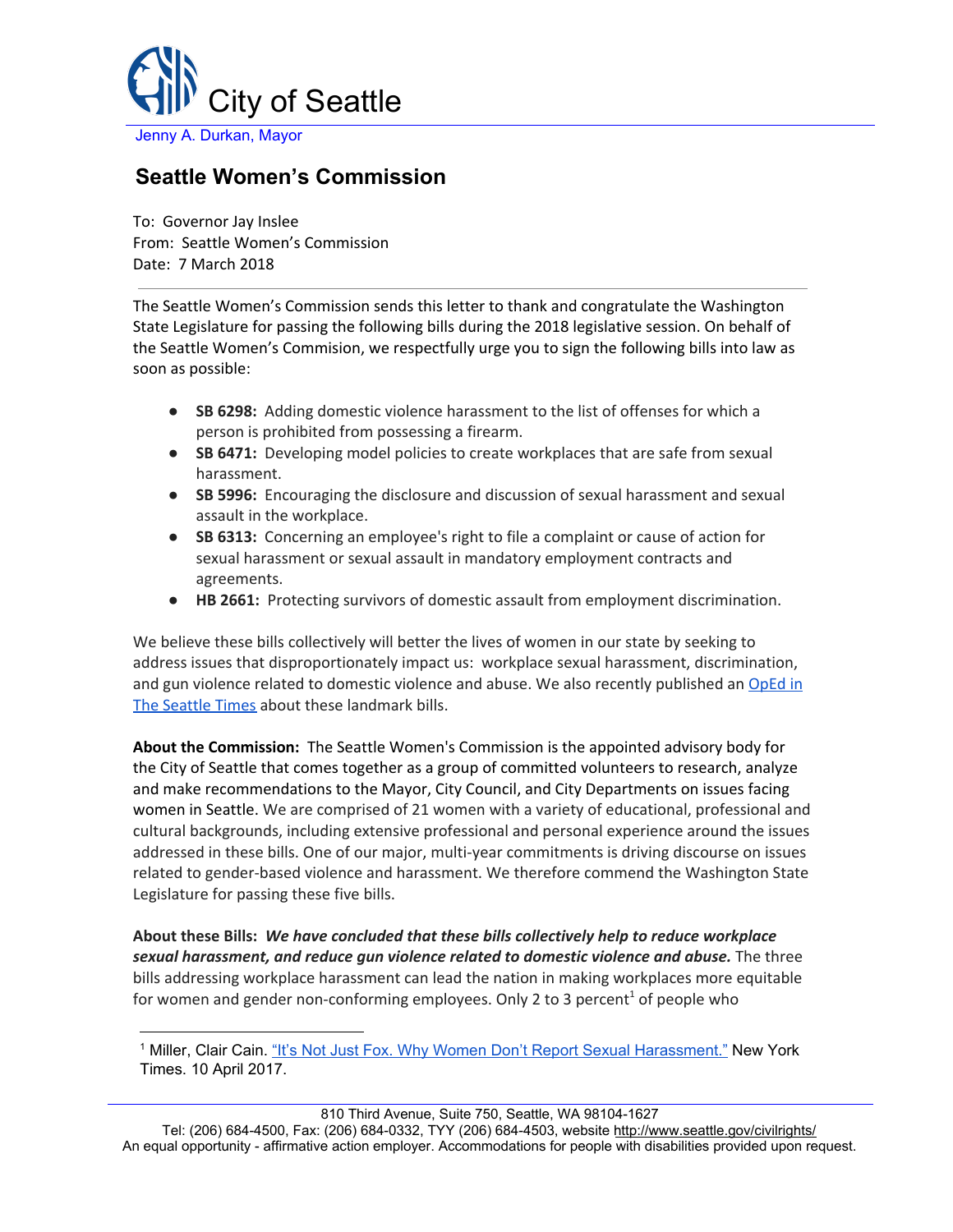# City of Seattle

Jenny A. Durkan, Mayor

## Seattle Women's Commission

To: Governor Jay Inslee
From: Seattle Women's Commission
Date: 7 March 2018

---

The Seattle Women's Commission sends this letter to thank and congratulate the Washington State Legislature for passing the following bills during the 2018 legislative session. On behalf of the Seattle Women's Commision, we respectfully urge you to sign the following bills into law as soon as possible:

- **SB 6298:** Adding domestic violence harassment to the list of offenses for which a person is prohibited from possessing a firearm.
- **SB 6471:** Developing model policies to create workplaces that are safe from sexual harassment.
- **SB 5996:** Encouraging the disclosure and discussion of sexual harassment and sexual assault in the workplace.
- **SB 6313:** Concerning an employee's right to file a complaint or cause of action for sexual harassment or sexual assault in mandatory employment contracts and agreements.
- **HB 2661:** Protecting survivors of domestic assault from employment discrimination.

We believe these bills collectively will better the lives of women in our state by seeking to address issues that disproportionately impact us: workplace sexual harassment, discrimination, and gun violence related to domestic violence and abuse. We also recently published an OpEd in The Seattle Times about these landmark bills.

**About the Commission:** The Seattle Women's Commission is the appointed advisory body for the City of Seattle that comes together as a group of committed volunteers to research, analyze and make recommendations to the Mayor, City Council, and City Departments on issues facing women in Seattle. We are comprised of 21 women with a variety of educational, professional and cultural backgrounds, including extensive professional and personal experience around the issues addressed in these bills. One of our major, multi-year commitments is driving discourse on issues related to gender-based violence and harassment. We therefore commend the Washington State Legislature for passing these five bills.

**About these Bills:** ***We have concluded that these bills collectively help to reduce workplace sexual harassment, and reduce gun violence related to domestic violence and abuse.*** The three bills addressing workplace harassment can lead the nation in making workplaces more equitable for women and gender non-conforming employees. Only 2 to 3 percent[1] of people who

---

[1] Miller, Clair Cain. "It's Not Just Fox. Why Women Don't Report Sexual Harassment." New York Times. 10 April 2017.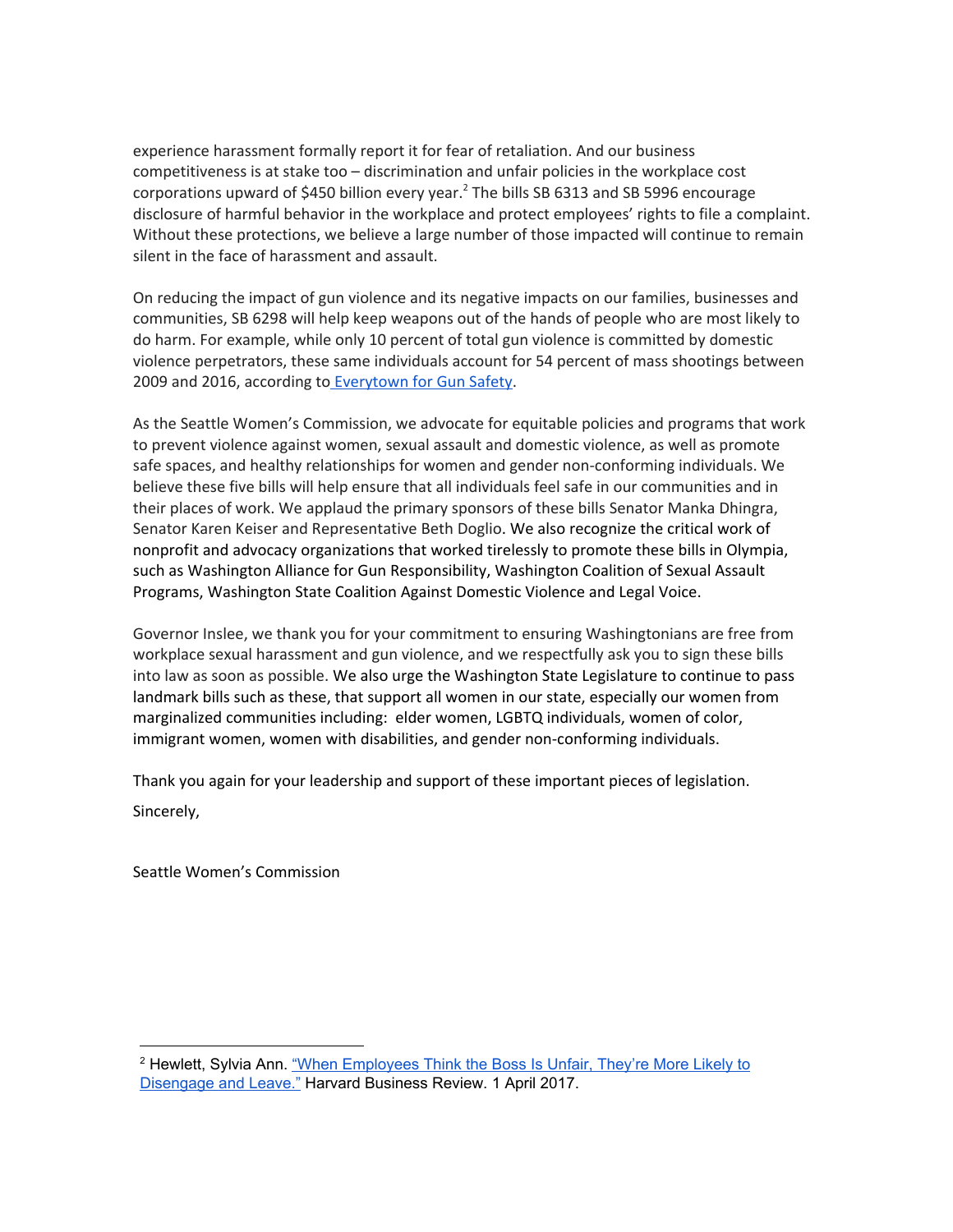experience harassment formally report it for fear of retaliation. And our business competitiveness is at stake too – discrimination and unfair policies in the workplace cost corporations upward of $450 billion every year.[2] The bills SB 6313 and SB 5996 encourage disclosure of harmful behavior in the workplace and protect employees' rights to file a complaint. Without these protections, we believe a large number of those impacted will continue to remain silent in the face of harassment and assault.

On reducing the impact of gun violence and its negative impacts on our families, businesses and communities, SB 6298 will help keep weapons out of the hands of people who are most likely to do harm. For example, while only 10 percent of total gun violence is committed by domestic violence perpetrators, these same individuals account for 54 percent of mass shootings between 2009 and 2016, according to Everytown for Gun Safety.

As the Seattle Women's Commission, we advocate for equitable policies and programs that work to prevent violence against women, sexual assault and domestic violence, as well as promote safe spaces, and healthy relationships for women and gender non-conforming individuals. We believe these five bills will help ensure that all individuals feel safe in our communities and in their places of work. We applaud the primary sponsors of these bills Senator Manka Dhingra, Senator Karen Keiser and Representative Beth Doglio. We also recognize the critical work of nonprofit and advocacy organizations that worked tirelessly to promote these bills in Olympia, such as Washington Alliance for Gun Responsibility, Washington Coalition of Sexual Assault Programs, Washington State Coalition Against Domestic Violence and Legal Voice.

Governor Inslee, we thank you for your commitment to ensuring Washingtonians are free from workplace sexual harassment and gun violence, and we respectfully ask you to sign these bills into law as soon as possible. We also urge the Washington State Legislature to continue to pass landmark bills such as these, that support all women in our state, especially our women from marginalized communities including: elder women, LGBTQ individuals, women of color, immigrant women, women with disabilities, and gender non-conforming individuals.

Thank you again for your leadership and support of these important pieces of legislation.

Sincerely,

Seattle Women's Commission

---

[2] Hewlett, Sylvia Ann. "When Employees Think the Boss Is Unfair, They're More Likely to Disengage and Leave." Harvard Business Review. 1 April 2017.